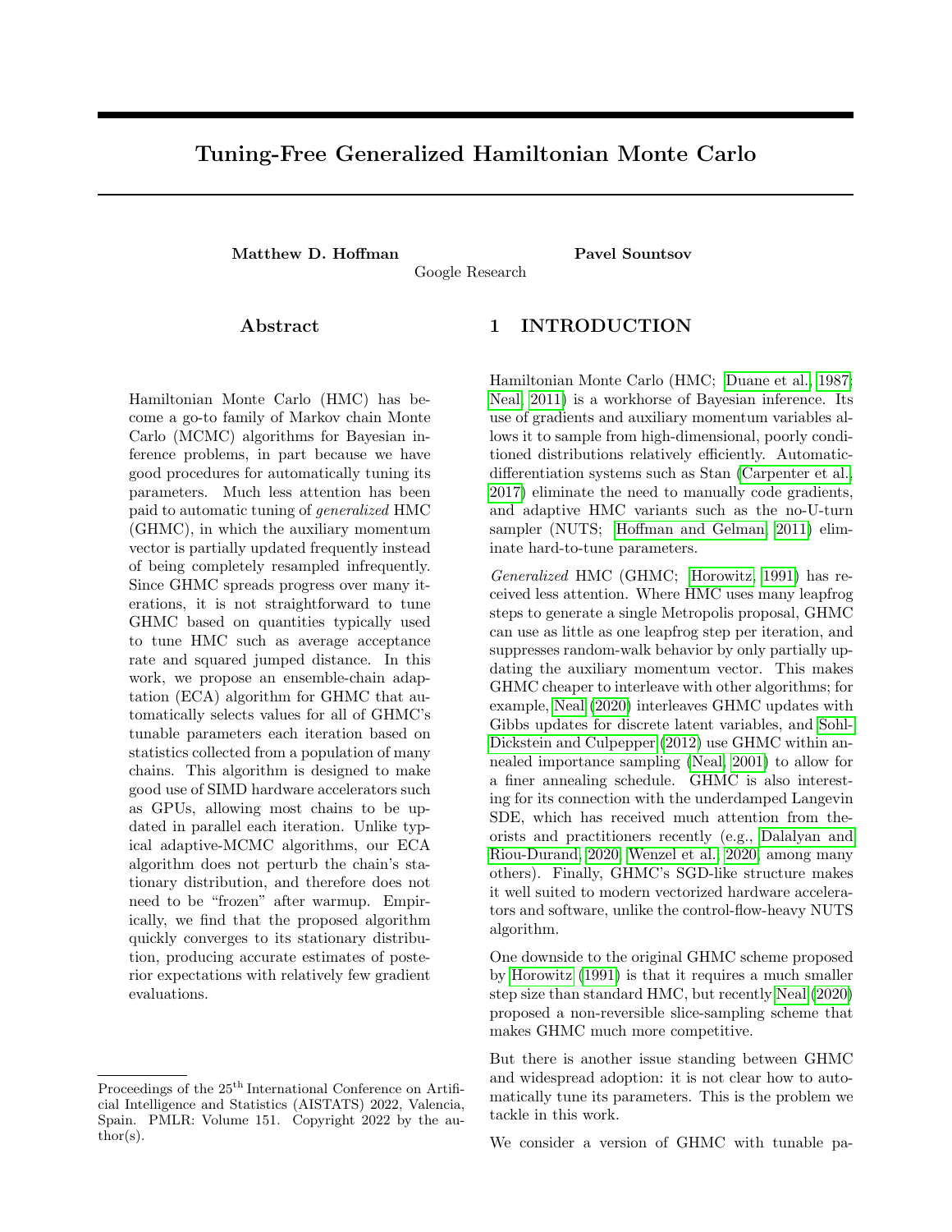# Tuning-Free Generalized Hamiltonian Monte Carlo

**Matthew D. Hoffman** **Pavel Sountsov**

Google Research

## Abstract

Hamiltonian Monte Carlo (HMC) has become a go-to family of Markov chain Monte Carlo (MCMC) algorithms for Bayesian inference problems, in part because we have good procedures for automatically tuning its parameters. Much less attention has been paid to automatic tuning of *generalized* HMC (GHMC), in which the auxiliary momentum vector is partially updated frequently instead of being completely resampled infrequently. Since GHMC spreads progress over many iterations, it is not straightforward to tune GHMC based on quantities typically used to tune HMC such as average acceptance rate and squared jumped distance. In this work, we propose an ensemble-chain adaptation (ECA) algorithm for GHMC that automatically selects values for all of GHMC's tunable parameters each iteration based on statistics collected from a population of many chains. This algorithm is designed to make good use of SIMD hardware accelerators such as GPUs, allowing most chains to be updated in parallel each iteration. Unlike typical adaptive-MCMC algorithms, our ECA algorithm does not perturb the chain's stationary distribution, and therefore does not need to be "frozen" after warmup. Empirically, we find that the proposed algorithm quickly converges to its stationary distribution, producing accurate estimates of posterior expectations with relatively few gradient evaluations.

## 1 INTRODUCTION

Hamiltonian Monte Carlo (HMC; Duane et al., 1987; Neal, 2011) is a workhorse of Bayesian inference. Its use of gradients and auxiliary momentum variables allows it to sample from high-dimensional, poorly conditioned distributions relatively efficiently. Automatic-differentiation systems such as Stan (Carpenter et al., 2017) eliminate the need to manually code gradients, and adaptive HMC variants such as the no-U-turn sampler (NUTS; Hoffman and Gelman, 2011) eliminate hard-to-tune parameters.

*Generalized* HMC (GHMC; Horowitz, 1991) has received less attention. Where HMC uses many leapfrog steps to generate a single Metropolis proposal, GHMC can use as little as one leapfrog step per iteration, and suppresses random-walk behavior by only partially updating the auxiliary momentum vector. This makes GHMC cheaper to interleave with other algorithms; for example, Neal (2020) interleaves GHMC updates with Gibbs updates for discrete latent variables, and Sohl-Dickstein and Culpepper (2012) use GHMC within annealed importance sampling (Neal, 2001) to allow for a finer annealing schedule. GHMC is also interesting for its connection with the underdamped Langevin SDE, which has received much attention from theorists and practitioners recently (e.g., Dalalyan and Riou-Durand, 2020; Wenzel et al., 2020, among many others). Finally, GHMC's SGD-like structure makes it well suited to modern vectorized hardware accelerators and software, unlike the control-flow-heavy NUTS algorithm.

One downside to the original GHMC scheme proposed by Horowitz (1991) is that it requires a much smaller step size than standard HMC, but recently Neal (2020) proposed a non-reversible slice-sampling scheme that makes GHMC much more competitive.

But there is another issue standing between GHMC and widespread adoption: it is not clear how to automatically tune its parameters. This is the problem we tackle in this work.

We consider a version of GHMC with tunable pa-

Proceedings of the 25[th] International Conference on Artificial Intelligence and Statistics (AISTATS) 2022, Valencia, Spain. PMLR: Volume 151. Copyright 2022 by the author(s).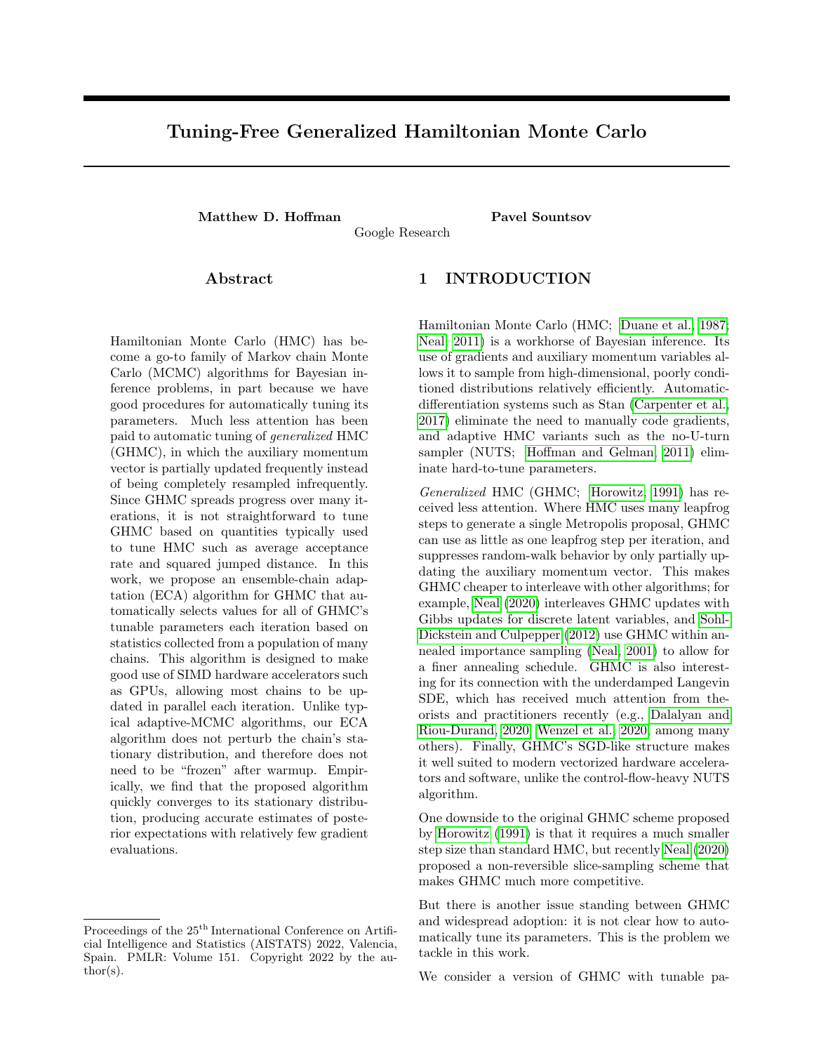# Tuning-Free Generalized Hamiltonian Monte Carlo

**Matthew D. Hoffman** **Pavel Sountsov**

Google Research

## Abstract

Hamiltonian Monte Carlo (HMC) has become a go-to family of Markov chain Monte Carlo (MCMC) algorithms for Bayesian inference problems, in part because we have good procedures for automatically tuning its parameters. Much less attention has been paid to automatic tuning of *generalized* HMC (GHMC), in which the auxiliary momentum vector is partially updated frequently instead of being completely resampled infrequently. Since GHMC spreads progress over many iterations, it is not straightforward to tune GHMC based on quantities typically used to tune HMC such as average acceptance rate and squared jumped distance. In this work, we propose an ensemble-chain adaptation (ECA) algorithm for GHMC that automatically selects values for all of GHMC's tunable parameters each iteration based on statistics collected from a population of many chains. This algorithm is designed to make good use of SIMD hardware accelerators such as GPUs, allowing most chains to be updated in parallel each iteration. Unlike typical adaptive-MCMC algorithms, our ECA algorithm does not perturb the chain's stationary distribution, and therefore does not need to be "frozen" after warmup. Empirically, we find that the proposed algorithm quickly converges to its stationary distribution, producing accurate estimates of posterior expectations with relatively few gradient evaluations.

## 1 INTRODUCTION

Hamiltonian Monte Carlo (HMC; Duane et al., 1987; Neal, 2011) is a workhorse of Bayesian inference. Its use of gradients and auxiliary momentum variables allows it to sample from high-dimensional, poorly conditioned distributions relatively efficiently. Automatic-differentiation systems such as Stan (Carpenter et al., 2017) eliminate the need to manually code gradients, and adaptive HMC variants such as the no-U-turn sampler (NUTS; Hoffman and Gelman, 2011) eliminate hard-to-tune parameters.

*Generalized* HMC (GHMC; Horowitz, 1991) has received less attention. Where HMC uses many leapfrog steps to generate a single Metropolis proposal, GHMC can use as little as one leapfrog step per iteration, and suppresses random-walk behavior by only partially updating the auxiliary momentum vector. This makes GHMC cheaper to interleave with other algorithms; for example, Neal (2020) interleaves GHMC updates with Gibbs updates for discrete latent variables, and Sohl-Dickstein and Culpepper (2012) use GHMC within annealed importance sampling (Neal, 2001) to allow for a finer annealing schedule. GHMC is also interesting for its connection with the underdamped Langevin SDE, which has received much attention from theorists and practitioners recently (e.g., Dalalyan and Riou-Durand, 2020; Wenzel et al., 2020, among many others). Finally, GHMC's SGD-like structure makes it well suited to modern vectorized hardware accelerators and software, unlike the control-flow-heavy NUTS algorithm.

One downside to the original GHMC scheme proposed by Horowitz (1991) is that it requires a much smaller step size than standard HMC, but recently Neal (2020) proposed a non-reversible slice-sampling scheme that makes GHMC much more competitive.

But there is another issue standing between GHMC and widespread adoption: it is not clear how to automatically tune its parameters. This is the problem we tackle in this work.

We consider a version of GHMC with tunable pa-

Proceedings of the 25[th] International Conference on Artificial Intelligence and Statistics (AISTATS) 2022, Valencia, Spain. PMLR: Volume 151. Copyright 2022 by the author(s).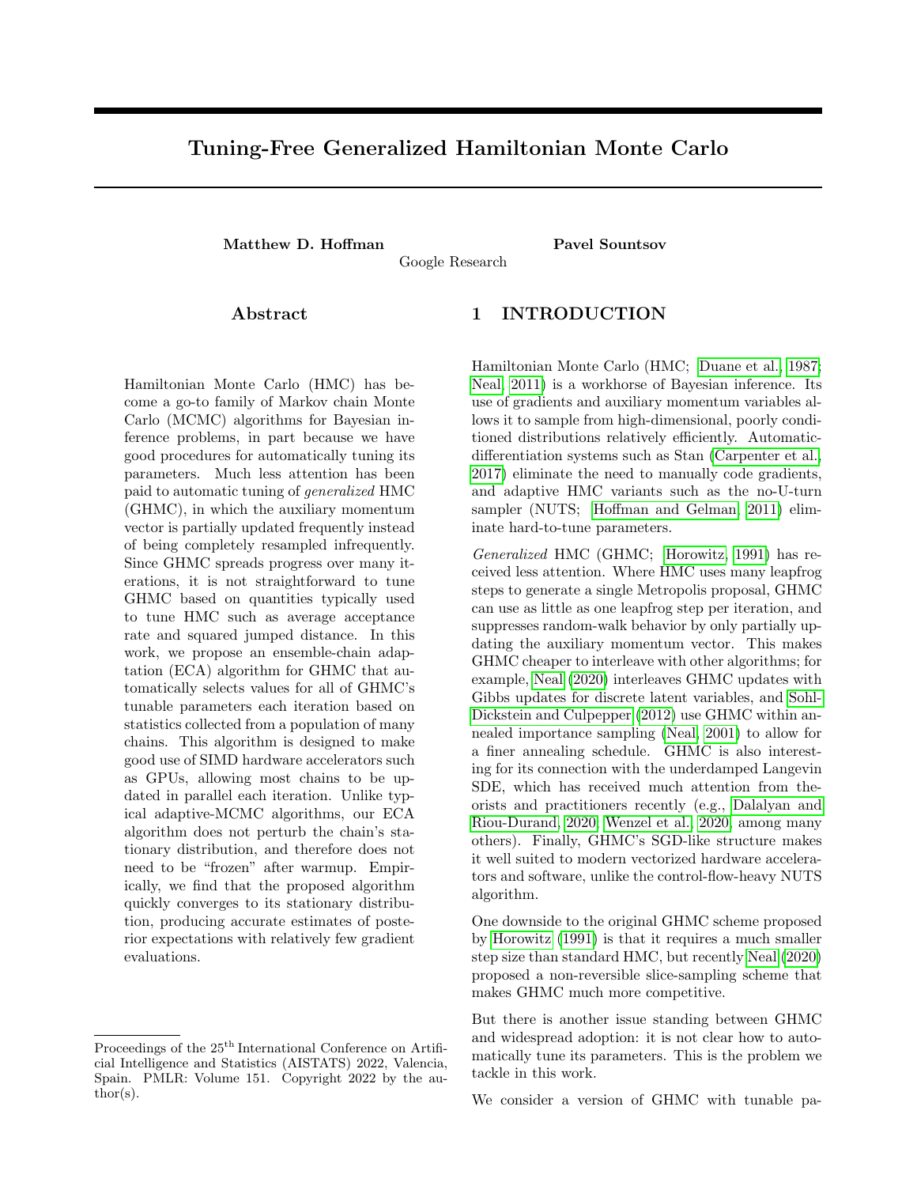# Tuning-Free Generalized Hamiltonian Monte Carlo

**Matthew D. Hoffman** **Pavel Sountsov**

Google Research

## Abstract

Hamiltonian Monte Carlo (HMC) has become a go-to family of Markov chain Monte Carlo (MCMC) algorithms for Bayesian inference problems, in part because we have good procedures for automatically tuning its parameters. Much less attention has been paid to automatic tuning of *generalized* HMC (GHMC), in which the auxiliary momentum vector is partially updated frequently instead of being completely resampled infrequently. Since GHMC spreads progress over many iterations, it is not straightforward to tune GHMC based on quantities typically used to tune HMC such as average acceptance rate and squared jumped distance. In this work, we propose an ensemble-chain adaptation (ECA) algorithm for GHMC that automatically selects values for all of GHMC's tunable parameters each iteration based on statistics collected from a population of many chains. This algorithm is designed to make good use of SIMD hardware accelerators such as GPUs, allowing most chains to be updated in parallel each iteration. Unlike typical adaptive-MCMC algorithms, our ECA algorithm does not perturb the chain's stationary distribution, and therefore does not need to be "frozen" after warmup. Empirically, we find that the proposed algorithm quickly converges to its stationary distribution, producing accurate estimates of posterior expectations with relatively few gradient evaluations.

## 1 INTRODUCTION

Hamiltonian Monte Carlo (HMC; Duane et al., 1987; Neal, 2011) is a workhorse of Bayesian inference. Its use of gradients and auxiliary momentum variables allows it to sample from high-dimensional, poorly conditioned distributions relatively efficiently. Automatic-differentiation systems such as Stan (Carpenter et al., 2017) eliminate the need to manually code gradients, and adaptive HMC variants such as the no-U-turn sampler (NUTS; Hoffman and Gelman, 2011) eliminate hard-to-tune parameters.

*Generalized* HMC (GHMC; Horowitz, 1991) has received less attention. Where HMC uses many leapfrog steps to generate a single Metropolis proposal, GHMC can use as little as one leapfrog step per iteration, and suppresses random-walk behavior by only partially updating the auxiliary momentum vector. This makes GHMC cheaper to interleave with other algorithms; for example, Neal (2020) interleaves GHMC updates with Gibbs updates for discrete latent variables, and Sohl-Dickstein and Culpepper (2012) use GHMC within annealed importance sampling (Neal, 2001) to allow for a finer annealing schedule. GHMC is also interesting for its connection with the underdamped Langevin SDE, which has received much attention from theorists and practitioners recently (e.g., Dalalyan and Riou-Durand, 2020; Wenzel et al., 2020, among many others). Finally, GHMC's SGD-like structure makes it well suited to modern vectorized hardware accelerators and software, unlike the control-flow-heavy NUTS algorithm.

One downside to the original GHMC scheme proposed by Horowitz (1991) is that it requires a much smaller step size than standard HMC, but recently Neal (2020) proposed a non-reversible slice-sampling scheme that makes GHMC much more competitive.

But there is another issue standing between GHMC and widespread adoption: it is not clear how to automatically tune its parameters. This is the problem we tackle in this work.

We consider a version of GHMC with tunable pa-

Proceedings of the 25[th] International Conference on Artificial Intelligence and Statistics (AISTATS) 2022, Valencia, Spain. PMLR: Volume 151. Copyright 2022 by the author(s).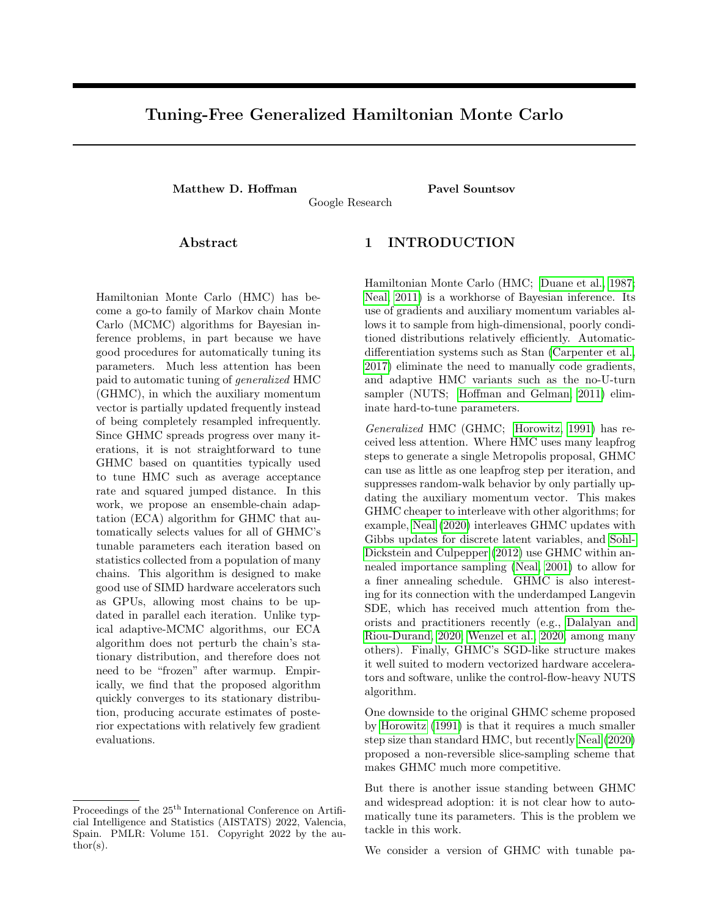# Tuning-Free Generalized Hamiltonian Monte Carlo

**Matthew D. Hoffman** **Pavel Sountsov**

Google Research

## Abstract

Hamiltonian Monte Carlo (HMC) has become a go-to family of Markov chain Monte Carlo (MCMC) algorithms for Bayesian inference problems, in part because we have good procedures for automatically tuning its parameters. Much less attention has been paid to automatic tuning of *generalized* HMC (GHMC), in which the auxiliary momentum vector is partially updated frequently instead of being completely resampled infrequently. Since GHMC spreads progress over many iterations, it is not straightforward to tune GHMC based on quantities typically used to tune HMC such as average acceptance rate and squared jumped distance. In this work, we propose an ensemble-chain adaptation (ECA) algorithm for GHMC that automatically selects values for all of GHMC's tunable parameters each iteration based on statistics collected from a population of many chains. This algorithm is designed to make good use of SIMD hardware accelerators such as GPUs, allowing most chains to be updated in parallel each iteration. Unlike typical adaptive-MCMC algorithms, our ECA algorithm does not perturb the chain's stationary distribution, and therefore does not need to be "frozen" after warmup. Empirically, we find that the proposed algorithm quickly converges to its stationary distribution, producing accurate estimates of posterior expectations with relatively few gradient evaluations.

## 1 INTRODUCTION

Hamiltonian Monte Carlo (HMC; Duane et al., 1987; Neal, 2011) is a workhorse of Bayesian inference. Its use of gradients and auxiliary momentum variables allows it to sample from high-dimensional, poorly conditioned distributions relatively efficiently. Automatic-differentiation systems such as Stan (Carpenter et al., 2017) eliminate the need to manually code gradients, and adaptive HMC variants such as the no-U-turn sampler (NUTS; Hoffman and Gelman, 2011) eliminate hard-to-tune parameters.

*Generalized* HMC (GHMC; Horowitz, 1991) has received less attention. Where HMC uses many leapfrog steps to generate a single Metropolis proposal, GHMC can use as little as one leapfrog step per iteration, and suppresses random-walk behavior by only partially updating the auxiliary momentum vector. This makes GHMC cheaper to interleave with other algorithms; for example, Neal (2020) interleaves GHMC updates with Gibbs updates for discrete latent variables, and Sohl-Dickstein and Culpepper (2012) use GHMC within annealed importance sampling (Neal, 2001) to allow for a finer annealing schedule. GHMC is also interesting for its connection with the underdamped Langevin SDE, which has received much attention from theorists and practitioners recently (e.g., Dalalyan and Riou-Durand, 2020; Wenzel et al., 2020, among many others). Finally, GHMC's SGD-like structure makes it well suited to modern vectorized hardware accelerators and software, unlike the control-flow-heavy NUTS algorithm.

One downside to the original GHMC scheme proposed by Horowitz (1991) is that it requires a much smaller step size than standard HMC, but recently Neal (2020) proposed a non-reversible slice-sampling scheme that makes GHMC much more competitive.

But there is another issue standing between GHMC and widespread adoption: it is not clear how to automatically tune its parameters. This is the problem we tackle in this work.

We consider a version of GHMC with tunable pa-

Proceedings of the 25[th] International Conference on Artificial Intelligence and Statistics (AISTATS) 2022, Valencia, Spain. PMLR: Volume 151. Copyright 2022 by the author(s).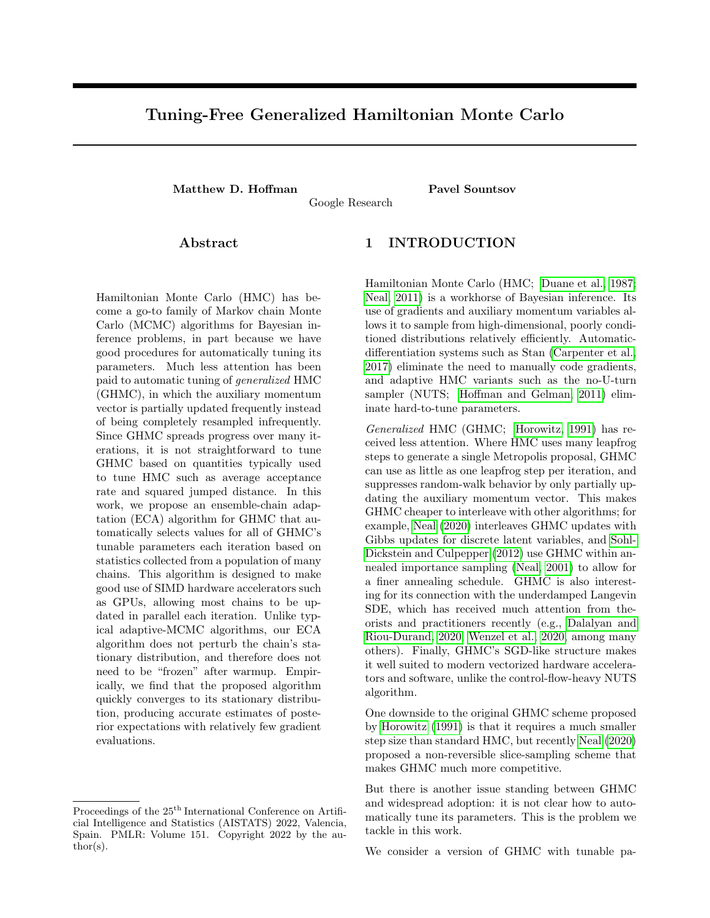# Tuning-Free Generalized Hamiltonian Monte Carlo

**Matthew D. Hoffman** **Pavel Sountsov**
Google Research

## Abstract

Hamiltonian Monte Carlo (HMC) has become a go-to family of Markov chain Monte Carlo (MCMC) algorithms for Bayesian inference problems, in part because we have good procedures for automatically tuning its parameters. Much less attention has been paid to automatic tuning of *generalized* HMC (GHMC), in which the auxiliary momentum vector is partially updated frequently instead of being completely resampled infrequently. Since GHMC spreads progress over many iterations, it is not straightforward to tune GHMC based on quantities typically used to tune HMC such as average acceptance rate and squared jumped distance. In this work, we propose an ensemble-chain adaptation (ECA) algorithm for GHMC that automatically selects values for all of GHMC's tunable parameters each iteration based on statistics collected from a population of many chains. This algorithm is designed to make good use of SIMD hardware accelerators such as GPUs, allowing most chains to be updated in parallel each iteration. Unlike typical adaptive-MCMC algorithms, our ECA algorithm does not perturb the chain's stationary distribution, and therefore does not need to be "frozen" after warmup. Empirically, we find that the proposed algorithm quickly converges to its stationary distribution, producing accurate estimates of posterior expectations with relatively few gradient evaluations.

## 1 INTRODUCTION

Hamiltonian Monte Carlo (HMC; Duane et al., 1987; Neal, 2011) is a workhorse of Bayesian inference. Its use of gradients and auxiliary momentum variables allows it to sample from high-dimensional, poorly conditioned distributions relatively efficiently. Automatic-differentiation systems such as Stan (Carpenter et al., 2017) eliminate the need to manually code gradients, and adaptive HMC variants such as the no-U-turn sampler (NUTS; Hoffman and Gelman, 2011) eliminate hard-to-tune parameters.

*Generalized* HMC (GHMC; Horowitz, 1991) has received less attention. Where HMC uses many leapfrog steps to generate a single Metropolis proposal, GHMC can use as little as one leapfrog step per iteration, and suppresses random-walk behavior by only partially updating the auxiliary momentum vector. This makes GHMC cheaper to interleave with other algorithms; for example, Neal (2020) interleaves GHMC updates with Gibbs updates for discrete latent variables, and Sohl-Dickstein and Culpepper (2012) use GHMC within annealed importance sampling (Neal, 2001) to allow for a finer annealing schedule. GHMC is also interesting for its connection with the underdamped Langevin SDE, which has received much attention from theorists and practitioners recently (e.g., Dalalyan and Riou-Durand, 2020; Wenzel et al., 2020, among many others). Finally, GHMC's SGD-like structure makes it well suited to modern vectorized hardware accelerators and software, unlike the control-flow-heavy NUTS algorithm.

One downside to the original GHMC scheme proposed by Horowitz (1991) is that it requires a much smaller step size than standard HMC, but recently Neal (2020) proposed a non-reversible slice-sampling scheme that makes GHMC much more competitive.

But there is another issue standing between GHMC and widespread adoption: it is not clear how to automatically tune its parameters. This is the problem we tackle in this work.

We consider a version of GHMC with tunable pa-

Proceedings of the 25[th] International Conference on Artificial Intelligence and Statistics (AISTATS) 2022, Valencia, Spain. PMLR: Volume 151. Copyright 2022 by the author(s).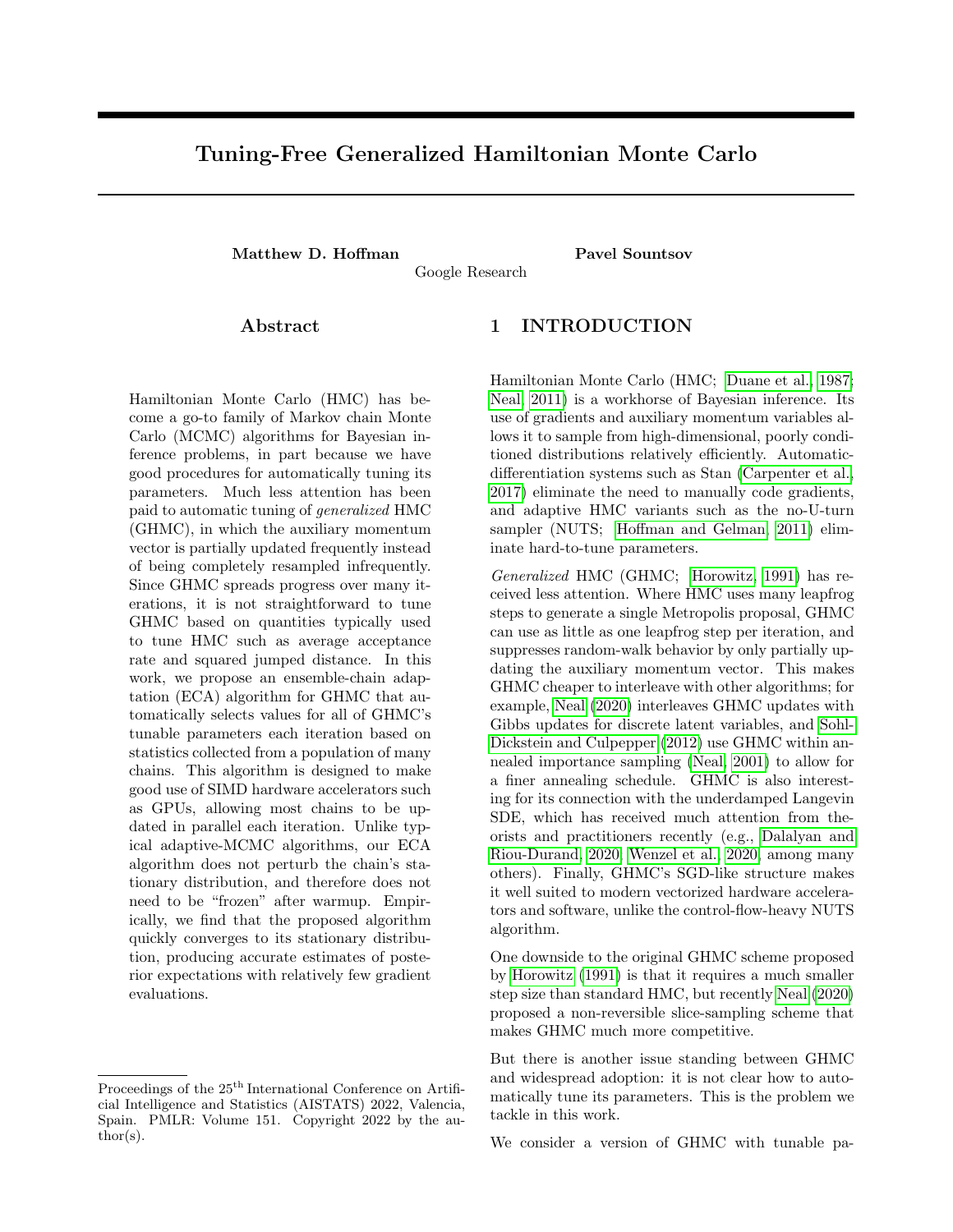# Tuning-Free Generalized Hamiltonian Monte Carlo

**Matthew D. Hoffman** **Pavel Sountsov**

Google Research

## Abstract

Hamiltonian Monte Carlo (HMC) has become a go-to family of Markov chain Monte Carlo (MCMC) algorithms for Bayesian inference problems, in part because we have good procedures for automatically tuning its parameters. Much less attention has been paid to automatic tuning of *generalized* HMC (GHMC), in which the auxiliary momentum vector is partially updated frequently instead of being completely resampled infrequently. Since GHMC spreads progress over many iterations, it is not straightforward to tune GHMC based on quantities typically used to tune HMC such as average acceptance rate and squared jumped distance. In this work, we propose an ensemble-chain adaptation (ECA) algorithm for GHMC that automatically selects values for all of GHMC's tunable parameters each iteration based on statistics collected from a population of many chains. This algorithm is designed to make good use of SIMD hardware accelerators such as GPUs, allowing most chains to be updated in parallel each iteration. Unlike typical adaptive-MCMC algorithms, our ECA algorithm does not perturb the chain's stationary distribution, and therefore does not need to be "frozen" after warmup. Empirically, we find that the proposed algorithm quickly converges to its stationary distribution, producing accurate estimates of posterior expectations with relatively few gradient evaluations.

## 1 INTRODUCTION

Hamiltonian Monte Carlo (HMC; Duane et al., 1987; Neal, 2011) is a workhorse of Bayesian inference. Its use of gradients and auxiliary momentum variables allows it to sample from high-dimensional, poorly conditioned distributions relatively efficiently. Automatic-differentiation systems such as Stan (Carpenter et al., 2017) eliminate the need to manually code gradients, and adaptive HMC variants such as the no-U-turn sampler (NUTS; Hoffman and Gelman, 2011) eliminate hard-to-tune parameters.

*Generalized* HMC (GHMC; Horowitz, 1991) has received less attention. Where HMC uses many leapfrog steps to generate a single Metropolis proposal, GHMC can use as little as one leapfrog step per iteration, and suppresses random-walk behavior by only partially updating the auxiliary momentum vector. This makes GHMC cheaper to interleave with other algorithms; for example, Neal (2020) interleaves GHMC updates with Gibbs updates for discrete latent variables, and Sohl-Dickstein and Culpepper (2012) use GHMC within annealed importance sampling (Neal, 2001) to allow for a finer annealing schedule. GHMC is also interesting for its connection with the underdamped Langevin SDE, which has received much attention from theorists and practitioners recently (e.g., Dalalyan and Riou-Durand, 2020; Wenzel et al., 2020, among many others). Finally, GHMC's SGD-like structure makes it well suited to modern vectorized hardware accelerators and software, unlike the control-flow-heavy NUTS algorithm.

One downside to the original GHMC scheme proposed by Horowitz (1991) is that it requires a much smaller step size than standard HMC, but recently Neal (2020) proposed a non-reversible slice-sampling scheme that makes GHMC much more competitive.

But there is another issue standing between GHMC and widespread adoption: it is not clear how to automatically tune its parameters. This is the problem we tackle in this work.

We consider a version of GHMC with tunable pa-

Proceedings of the 25[th] International Conference on Artificial Intelligence and Statistics (AISTATS) 2022, Valencia, Spain. PMLR: Volume 151. Copyright 2022 by the author(s).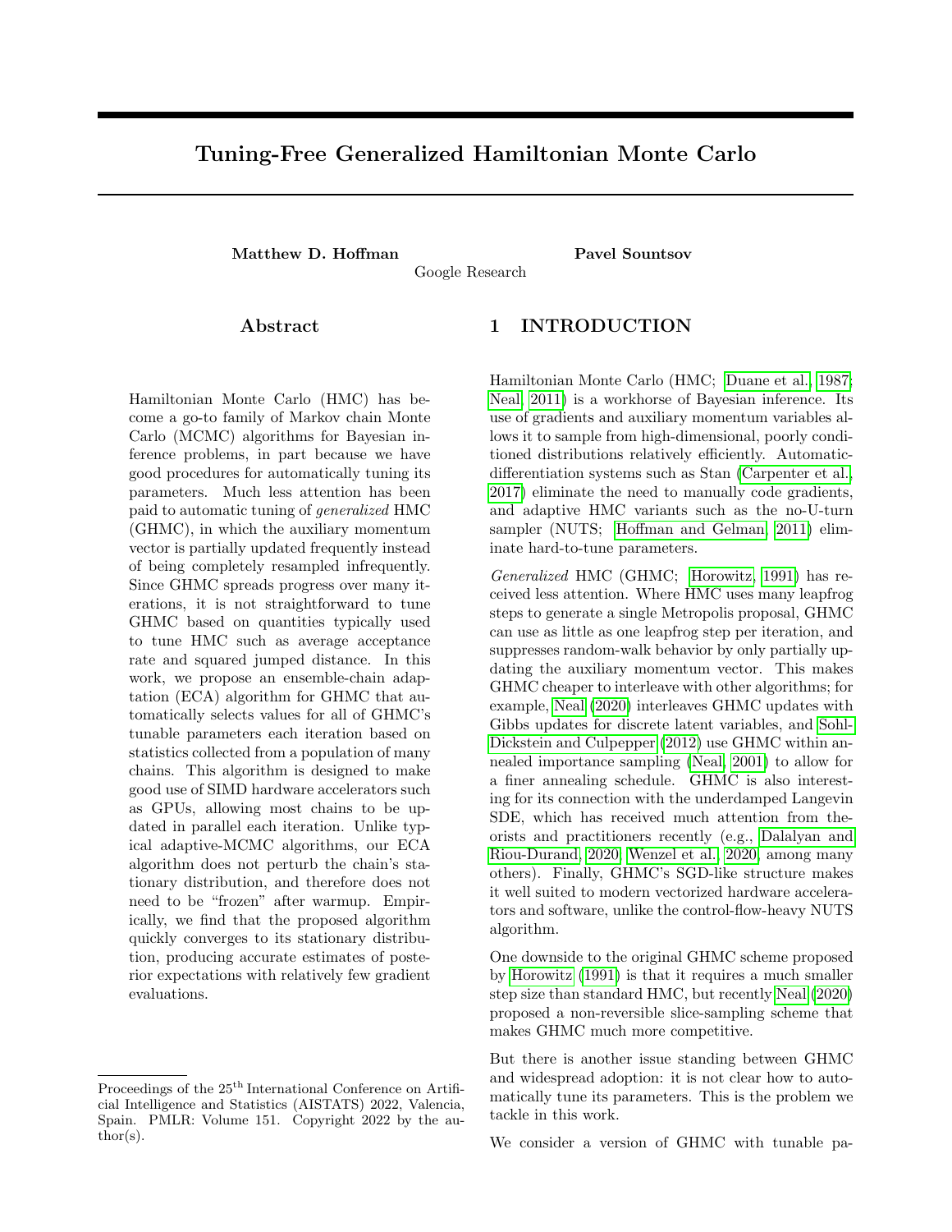# Tuning-Free Generalized Hamiltonian Monte Carlo

**Matthew D. Hoffman** **Pavel Sountsov**

Google Research

## Abstract

Hamiltonian Monte Carlo (HMC) has become a go-to family of Markov chain Monte Carlo (MCMC) algorithms for Bayesian inference problems, in part because we have good procedures for automatically tuning its parameters. Much less attention has been paid to automatic tuning of *generalized* HMC (GHMC), in which the auxiliary momentum vector is partially updated frequently instead of being completely resampled infrequently. Since GHMC spreads progress over many iterations, it is not straightforward to tune GHMC based on quantities typically used to tune HMC such as average acceptance rate and squared jumped distance. In this work, we propose an ensemble-chain adaptation (ECA) algorithm for GHMC that automatically selects values for all of GHMC's tunable parameters each iteration based on statistics collected from a population of many chains. This algorithm is designed to make good use of SIMD hardware accelerators such as GPUs, allowing most chains to be updated in parallel each iteration. Unlike typical adaptive-MCMC algorithms, our ECA algorithm does not perturb the chain's stationary distribution, and therefore does not need to be "frozen" after warmup. Empirically, we find that the proposed algorithm quickly converges to its stationary distribution, producing accurate estimates of posterior expectations with relatively few gradient evaluations.

## 1 INTRODUCTION

Hamiltonian Monte Carlo (HMC; Duane et al., 1987; Neal, 2011) is a workhorse of Bayesian inference. Its use of gradients and auxiliary momentum variables allows it to sample from high-dimensional, poorly conditioned distributions relatively efficiently. Automatic-differentiation systems such as Stan (Carpenter et al., 2017) eliminate the need to manually code gradients, and adaptive HMC variants such as the no-U-turn sampler (NUTS; Hoffman and Gelman, 2011) eliminate hard-to-tune parameters.

*Generalized* HMC (GHMC; Horowitz, 1991) has received less attention. Where HMC uses many leapfrog steps to generate a single Metropolis proposal, GHMC can use as little as one leapfrog step per iteration, and suppresses random-walk behavior by only partially updating the auxiliary momentum vector. This makes GHMC cheaper to interleave with other algorithms; for example, Neal (2020) interleaves GHMC updates with Gibbs updates for discrete latent variables, and Sohl-Dickstein and Culpepper (2012) use GHMC within annealed importance sampling (Neal, 2001) to allow for a finer annealing schedule. GHMC is also interesting for its connection with the underdamped Langevin SDE, which has received much attention from theorists and practitioners recently (e.g., Dalalyan and Riou-Durand, 2020; Wenzel et al., 2020, among many others). Finally, GHMC's SGD-like structure makes it well suited to modern vectorized hardware accelerators and software, unlike the control-flow-heavy NUTS algorithm.

One downside to the original GHMC scheme proposed by Horowitz (1991) is that it requires a much smaller step size than standard HMC, but recently Neal (2020) proposed a non-reversible slice-sampling scheme that makes GHMC much more competitive.

But there is another issue standing between GHMC and widespread adoption: it is not clear how to automatically tune its parameters. This is the problem we tackle in this work.

We consider a version of GHMC with tunable pa-

Proceedings of the 25[th] International Conference on Artificial Intelligence and Statistics (AISTATS) 2022, Valencia, Spain. PMLR: Volume 151. Copyright 2022 by the author(s).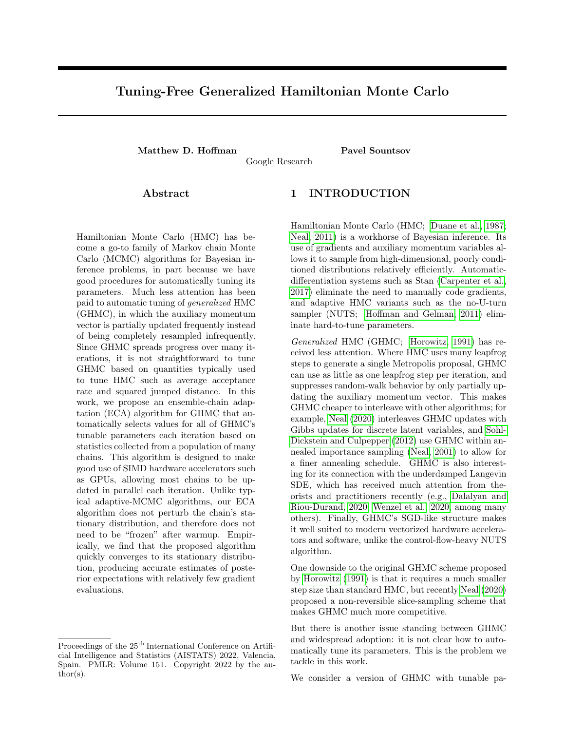# Tuning-Free Generalized Hamiltonian Monte Carlo

**Matthew D. Hoffman** **Pavel Sountsov**

Google Research

## Abstract

Hamiltonian Monte Carlo (HMC) has become a go-to family of Markov chain Monte Carlo (MCMC) algorithms for Bayesian inference problems, in part because we have good procedures for automatically tuning its parameters. Much less attention has been paid to automatic tuning of *generalized* HMC (GHMC), in which the auxiliary momentum vector is partially updated frequently instead of being completely resampled infrequently. Since GHMC spreads progress over many iterations, it is not straightforward to tune GHMC based on quantities typically used to tune HMC such as average acceptance rate and squared jumped distance. In this work, we propose an ensemble-chain adaptation (ECA) algorithm for GHMC that automatically selects values for all of GHMC's tunable parameters each iteration based on statistics collected from a population of many chains. This algorithm is designed to make good use of SIMD hardware accelerators such as GPUs, allowing most chains to be updated in parallel each iteration. Unlike typical adaptive-MCMC algorithms, our ECA algorithm does not perturb the chain's stationary distribution, and therefore does not need to be "frozen" after warmup. Empirically, we find that the proposed algorithm quickly converges to its stationary distribution, producing accurate estimates of posterior expectations with relatively few gradient evaluations.

## 1 INTRODUCTION

Hamiltonian Monte Carlo (HMC; Duane et al., 1987; Neal, 2011) is a workhorse of Bayesian inference. Its use of gradients and auxiliary momentum variables allows it to sample from high-dimensional, poorly conditioned distributions relatively efficiently. Automatic-differentiation systems such as Stan (Carpenter et al., 2017) eliminate the need to manually code gradients, and adaptive HMC variants such as the no-U-turn sampler (NUTS; Hoffman and Gelman, 2011) eliminate hard-to-tune parameters.

*Generalized* HMC (GHMC; Horowitz, 1991) has received less attention. Where HMC uses many leapfrog steps to generate a single Metropolis proposal, GHMC can use as little as one leapfrog step per iteration, and suppresses random-walk behavior by only partially updating the auxiliary momentum vector. This makes GHMC cheaper to interleave with other algorithms; for example, Neal (2020) interleaves GHMC updates with Gibbs updates for discrete latent variables, and Sohl-Dickstein and Culpepper (2012) use GHMC within annealed importance sampling (Neal, 2001) to allow for a finer annealing schedule. GHMC is also interesting for its connection with the underdamped Langevin SDE, which has received much attention from theorists and practitioners recently (e.g., Dalalyan and Riou-Durand, 2020; Wenzel et al., 2020, among many others). Finally, GHMC's SGD-like structure makes it well suited to modern vectorized hardware accelerators and software, unlike the control-flow-heavy NUTS algorithm.

One downside to the original GHMC scheme proposed by Horowitz (1991) is that it requires a much smaller step size than standard HMC, but recently Neal (2020) proposed a non-reversible slice-sampling scheme that makes GHMC much more competitive.

But there is another issue standing between GHMC and widespread adoption: it is not clear how to automatically tune its parameters. This is the problem we tackle in this work.

We consider a version of GHMC with tunable pa-

Proceedings of the 25[th] International Conference on Artificial Intelligence and Statistics (AISTATS) 2022, Valencia, Spain. PMLR: Volume 151. Copyright 2022 by the author(s).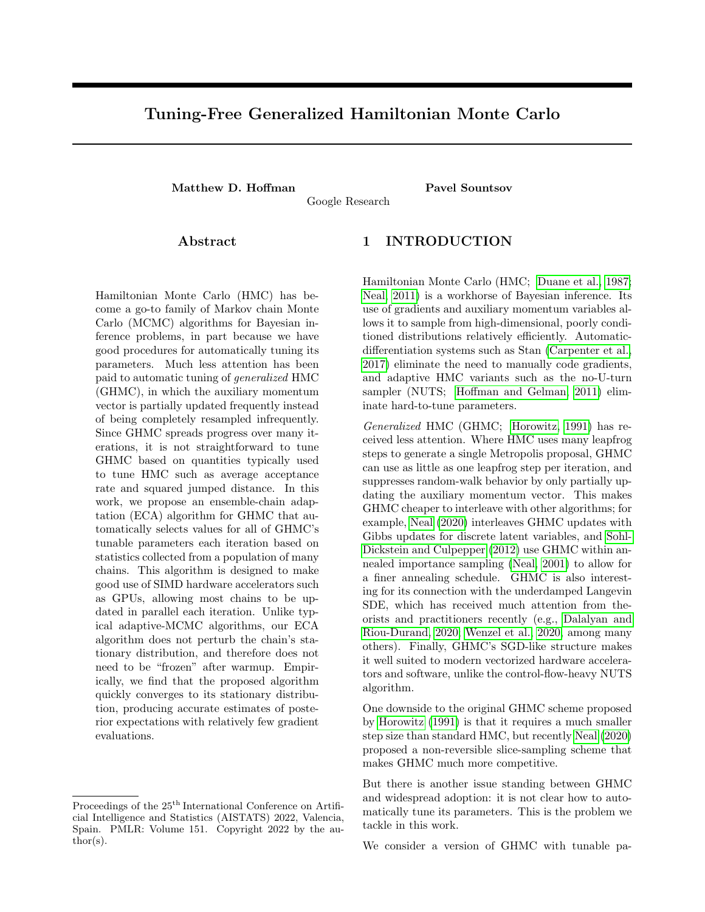# Tuning-Free Generalized Hamiltonian Monte Carlo

**Matthew D. Hoffman** **Pavel Sountsov**

Google Research

## Abstract

Hamiltonian Monte Carlo (HMC) has become a go-to family of Markov chain Monte Carlo (MCMC) algorithms for Bayesian inference problems, in part because we have good procedures for automatically tuning its parameters. Much less attention has been paid to automatic tuning of *generalized* HMC (GHMC), in which the auxiliary momentum vector is partially updated frequently instead of being completely resampled infrequently. Since GHMC spreads progress over many iterations, it is not straightforward to tune GHMC based on quantities typically used to tune HMC such as average acceptance rate and squared jumped distance. In this work, we propose an ensemble-chain adaptation (ECA) algorithm for GHMC that automatically selects values for all of GHMC's tunable parameters each iteration based on statistics collected from a population of many chains. This algorithm is designed to make good use of SIMD hardware accelerators such as GPUs, allowing most chains to be updated in parallel each iteration. Unlike typical adaptive-MCMC algorithms, our ECA algorithm does not perturb the chain's stationary distribution, and therefore does not need to be "frozen" after warmup. Empirically, we find that the proposed algorithm quickly converges to its stationary distribution, producing accurate estimates of posterior expectations with relatively few gradient evaluations.

## 1 INTRODUCTION

Hamiltonian Monte Carlo (HMC; Duane et al., 1987; Neal, 2011) is a workhorse of Bayesian inference. Its use of gradients and auxiliary momentum variables allows it to sample from high-dimensional, poorly conditioned distributions relatively efficiently. Automatic-differentiation systems such as Stan (Carpenter et al., 2017) eliminate the need to manually code gradients, and adaptive HMC variants such as the no-U-turn sampler (NUTS; Hoffman and Gelman, 2011) eliminate hard-to-tune parameters.

*Generalized* HMC (GHMC; Horowitz, 1991) has received less attention. Where HMC uses many leapfrog steps to generate a single Metropolis proposal, GHMC can use as little as one leapfrog step per iteration, and suppresses random-walk behavior by only partially updating the auxiliary momentum vector. This makes GHMC cheaper to interleave with other algorithms; for example, Neal (2020) interleaves GHMC updates with Gibbs updates for discrete latent variables, and Sohl-Dickstein and Culpepper (2012) use GHMC within annealed importance sampling (Neal, 2001) to allow for a finer annealing schedule. GHMC is also interesting for its connection with the underdamped Langevin SDE, which has received much attention from theorists and practitioners recently (e.g., Dalalyan and Riou-Durand, 2020; Wenzel et al., 2020, among many others). Finally, GHMC's SGD-like structure makes it well suited to modern vectorized hardware accelerators and software, unlike the control-flow-heavy NUTS algorithm.

One downside to the original GHMC scheme proposed by Horowitz (1991) is that it requires a much smaller step size than standard HMC, but recently Neal (2020) proposed a non-reversible slice-sampling scheme that makes GHMC much more competitive.

But there is another issue standing between GHMC and widespread adoption: it is not clear how to automatically tune its parameters. This is the problem we tackle in this work.

We consider a version of GHMC with tunable pa-

Proceedings of the 25[th] International Conference on Artificial Intelligence and Statistics (AISTATS) 2022, Valencia, Spain. PMLR: Volume 151. Copyright 2022 by the author(s).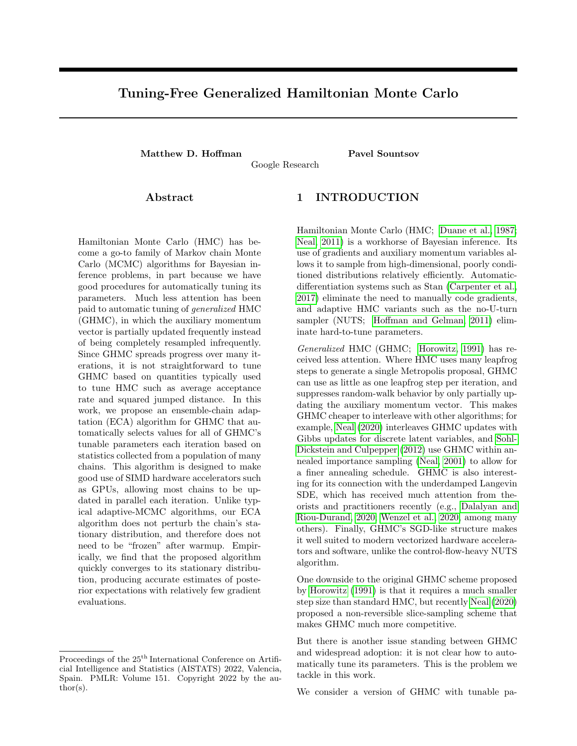# Tuning-Free Generalized Hamiltonian Monte Carlo

**Matthew D. Hoffman** **Pavel Sountsov**

Google Research

## Abstract

Hamiltonian Monte Carlo (HMC) has become a go-to family of Markov chain Monte Carlo (MCMC) algorithms for Bayesian inference problems, in part because we have good procedures for automatically tuning its parameters. Much less attention has been paid to automatic tuning of *generalized* HMC (GHMC), in which the auxiliary momentum vector is partially updated frequently instead of being completely resampled infrequently. Since GHMC spreads progress over many iterations, it is not straightforward to tune GHMC based on quantities typically used to tune HMC such as average acceptance rate and squared jumped distance. In this work, we propose an ensemble-chain adaptation (ECA) algorithm for GHMC that automatically selects values for all of GHMC's tunable parameters each iteration based on statistics collected from a population of many chains. This algorithm is designed to make good use of SIMD hardware accelerators such as GPUs, allowing most chains to be updated in parallel each iteration. Unlike typical adaptive-MCMC algorithms, our ECA algorithm does not perturb the chain's stationary distribution, and therefore does not need to be "frozen" after warmup. Empirically, we find that the proposed algorithm quickly converges to its stationary distribution, producing accurate estimates of posterior expectations with relatively few gradient evaluations.

## 1 INTRODUCTION

Hamiltonian Monte Carlo (HMC; Duane et al., 1987; Neal, 2011) is a workhorse of Bayesian inference. Its use of gradients and auxiliary momentum variables allows it to sample from high-dimensional, poorly conditioned distributions relatively efficiently. Automatic-differentiation systems such as Stan (Carpenter et al., 2017) eliminate the need to manually code gradients, and adaptive HMC variants such as the no-U-turn sampler (NUTS; Hoffman and Gelman, 2011) eliminate hard-to-tune parameters.

*Generalized* HMC (GHMC; Horowitz, 1991) has received less attention. Where HMC uses many leapfrog steps to generate a single Metropolis proposal, GHMC can use as little as one leapfrog step per iteration, and suppresses random-walk behavior by only partially updating the auxiliary momentum vector. This makes GHMC cheaper to interleave with other algorithms; for example, Neal (2020) interleaves GHMC updates with Gibbs updates for discrete latent variables, and Sohl-Dickstein and Culpepper (2012) use GHMC within annealed importance sampling (Neal, 2001) to allow for a finer annealing schedule. GHMC is also interesting for its connection with the underdamped Langevin SDE, which has received much attention from theorists and practitioners recently (e.g., Dalalyan and Riou-Durand, 2020; Wenzel et al., 2020, among many others). Finally, GHMC's SGD-like structure makes it well suited to modern vectorized hardware accelerators and software, unlike the control-flow-heavy NUTS algorithm.

One downside to the original GHMC scheme proposed by Horowitz (1991) is that it requires a much smaller step size than standard HMC, but recently Neal (2020) proposed a non-reversible slice-sampling scheme that makes GHMC much more competitive.

But there is another issue standing between GHMC and widespread adoption: it is not clear how to automatically tune its parameters. This is the problem we tackle in this work.

We consider a version of GHMC with tunable pa-

Proceedings of the 25[th] International Conference on Artificial Intelligence and Statistics (AISTATS) 2022, Valencia, Spain. PMLR: Volume 151. Copyright 2022 by the author(s).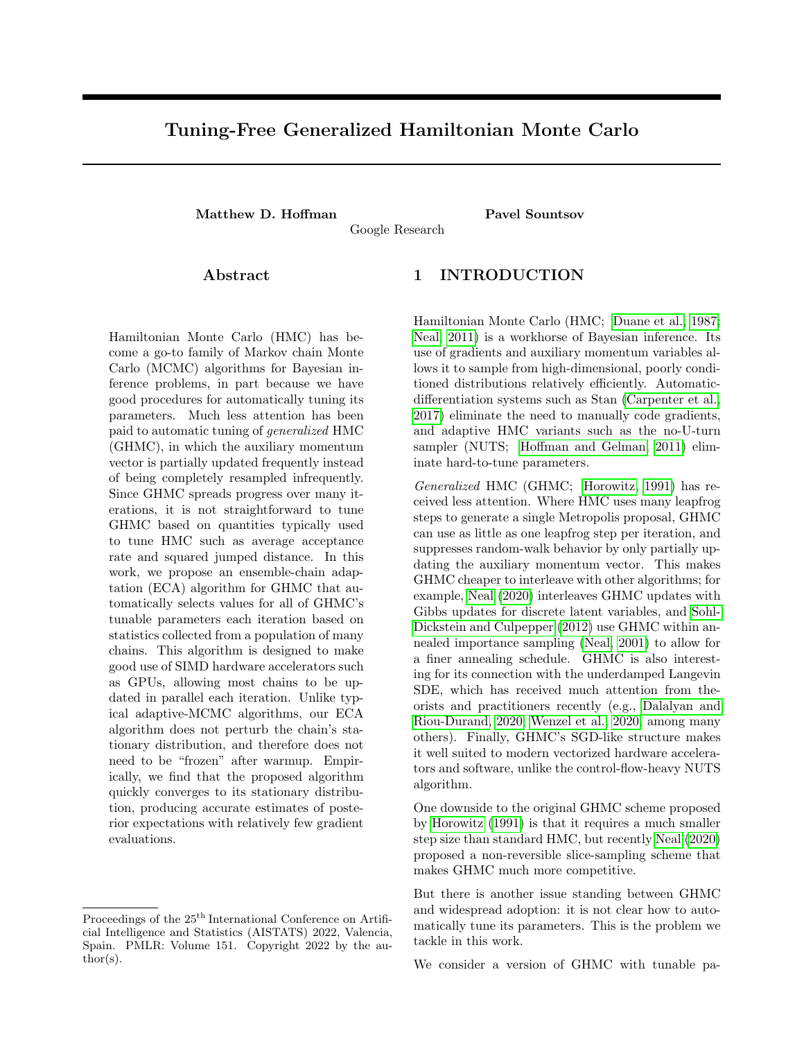# Tuning-Free Generalized Hamiltonian Monte Carlo

**Matthew D. Hoffman** **Pavel Sountsov**

Google Research

## Abstract

Hamiltonian Monte Carlo (HMC) has become a go-to family of Markov chain Monte Carlo (MCMC) algorithms for Bayesian inference problems, in part because we have good procedures for automatically tuning its parameters. Much less attention has been paid to automatic tuning of *generalized* HMC (GHMC), in which the auxiliary momentum vector is partially updated frequently instead of being completely resampled infrequently. Since GHMC spreads progress over many iterations, it is not straightforward to tune GHMC based on quantities typically used to tune HMC such as average acceptance rate and squared jumped distance. In this work, we propose an ensemble-chain adaptation (ECA) algorithm for GHMC that automatically selects values for all of GHMC's tunable parameters each iteration based on statistics collected from a population of many chains. This algorithm is designed to make good use of SIMD hardware accelerators such as GPUs, allowing most chains to be updated in parallel each iteration. Unlike typical adaptive-MCMC algorithms, our ECA algorithm does not perturb the chain's stationary distribution, and therefore does not need to be "frozen" after warmup. Empirically, we find that the proposed algorithm quickly converges to its stationary distribution, producing accurate estimates of posterior expectations with relatively few gradient evaluations.

## 1 INTRODUCTION

Hamiltonian Monte Carlo (HMC; Duane et al., 1987; Neal, 2011) is a workhorse of Bayesian inference. Its use of gradients and auxiliary momentum variables allows it to sample from high-dimensional, poorly conditioned distributions relatively efficiently. Automatic-differentiation systems such as Stan (Carpenter et al., 2017) eliminate the need to manually code gradients, and adaptive HMC variants such as the no-U-turn sampler (NUTS; Hoffman and Gelman, 2011) eliminate hard-to-tune parameters.

*Generalized* HMC (GHMC; Horowitz, 1991) has received less attention. Where HMC uses many leapfrog steps to generate a single Metropolis proposal, GHMC can use as little as one leapfrog step per iteration, and suppresses random-walk behavior by only partially updating the auxiliary momentum vector. This makes GHMC cheaper to interleave with other algorithms; for example, Neal (2020) interleaves GHMC updates with Gibbs updates for discrete latent variables, and Sohl-Dickstein and Culpepper (2012) use GHMC within annealed importance sampling (Neal, 2001) to allow for a finer annealing schedule. GHMC is also interesting for its connection with the underdamped Langevin SDE, which has received much attention from theorists and practitioners recently (e.g., Dalalyan and Riou-Durand, 2020; Wenzel et al., 2020, among many others). Finally, GHMC's SGD-like structure makes it well suited to modern vectorized hardware accelerators and software, unlike the control-flow-heavy NUTS algorithm.

One downside to the original GHMC scheme proposed by Horowitz (1991) is that it requires a much smaller step size than standard HMC, but recently Neal (2020) proposed a non-reversible slice-sampling scheme that makes GHMC much more competitive.

But there is another issue standing between GHMC and widespread adoption: it is not clear how to automatically tune its parameters. This is the problem we tackle in this work.

We consider a version of GHMC with tunable pa-

Proceedings of the 25[th] International Conference on Artificial Intelligence and Statistics (AISTATS) 2022, Valencia, Spain. PMLR: Volume 151. Copyright 2022 by the author(s).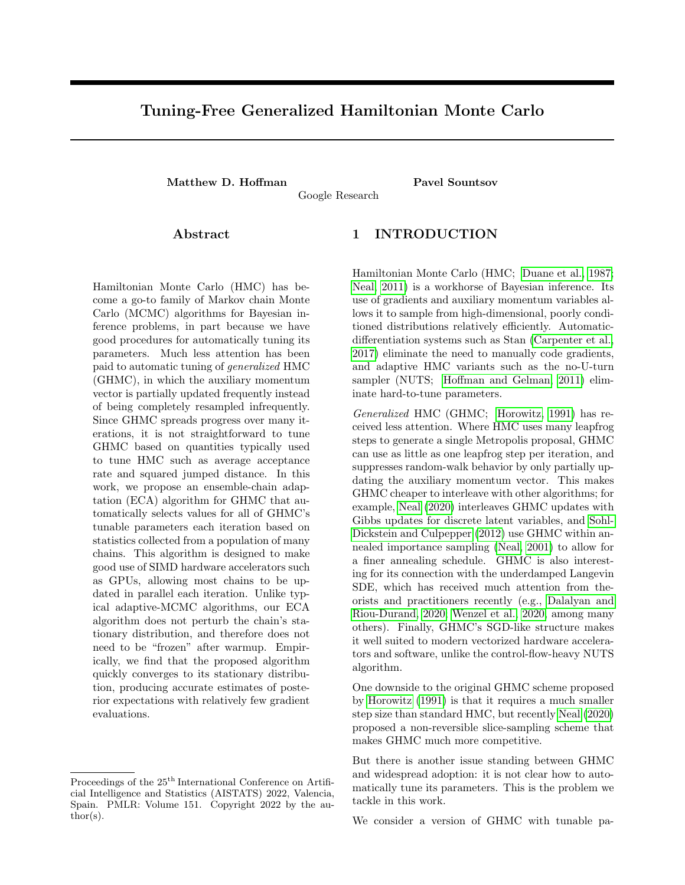# Tuning-Free Generalized Hamiltonian Monte Carlo

**Matthew D. Hoffman** **Pavel Sountsov**

Google Research

## Abstract

Hamiltonian Monte Carlo (HMC) has become a go-to family of Markov chain Monte Carlo (MCMC) algorithms for Bayesian inference problems, in part because we have good procedures for automatically tuning its parameters. Much less attention has been paid to automatic tuning of *generalized* HMC (GHMC), in which the auxiliary momentum vector is partially updated frequently instead of being completely resampled infrequently. Since GHMC spreads progress over many iterations, it is not straightforward to tune GHMC based on quantities typically used to tune HMC such as average acceptance rate and squared jumped distance. In this work, we propose an ensemble-chain adaptation (ECA) algorithm for GHMC that automatically selects values for all of GHMC's tunable parameters each iteration based on statistics collected from a population of many chains. This algorithm is designed to make good use of SIMD hardware accelerators such as GPUs, allowing most chains to be updated in parallel each iteration. Unlike typical adaptive-MCMC algorithms, our ECA algorithm does not perturb the chain's stationary distribution, and therefore does not need to be "frozen" after warmup. Empirically, we find that the proposed algorithm quickly converges to its stationary distribution, producing accurate estimates of posterior expectations with relatively few gradient evaluations.

## 1 INTRODUCTION

Hamiltonian Monte Carlo (HMC; Duane et al., 1987; Neal, 2011) is a workhorse of Bayesian inference. Its use of gradients and auxiliary momentum variables allows it to sample from high-dimensional, poorly conditioned distributions relatively efficiently. Automatic-differentiation systems such as Stan (Carpenter et al., 2017) eliminate the need to manually code gradients, and adaptive HMC variants such as the no-U-turn sampler (NUTS; Hoffman and Gelman, 2011) eliminate hard-to-tune parameters.

*Generalized* HMC (GHMC; Horowitz, 1991) has received less attention. Where HMC uses many leapfrog steps to generate a single Metropolis proposal, GHMC can use as little as one leapfrog step per iteration, and suppresses random-walk behavior by only partially updating the auxiliary momentum vector. This makes GHMC cheaper to interleave with other algorithms; for example, Neal (2020) interleaves GHMC updates with Gibbs updates for discrete latent variables, and Sohl-Dickstein and Culpepper (2012) use GHMC within annealed importance sampling (Neal, 2001) to allow for a finer annealing schedule. GHMC is also interesting for its connection with the underdamped Langevin SDE, which has received much attention from theorists and practitioners recently (e.g., Dalalyan and Riou-Durand, 2020; Wenzel et al., 2020, among many others). Finally, GHMC's SGD-like structure makes it well suited to modern vectorized hardware accelerators and software, unlike the control-flow-heavy NUTS algorithm.

One downside to the original GHMC scheme proposed by Horowitz (1991) is that it requires a much smaller step size than standard HMC, but recently Neal (2020) proposed a non-reversible slice-sampling scheme that makes GHMC much more competitive.

But there is another issue standing between GHMC and widespread adoption: it is not clear how to automatically tune its parameters. This is the problem we tackle in this work.

We consider a version of GHMC with tunable pa-

Proceedings of the 25[th] International Conference on Artificial Intelligence and Statistics (AISTATS) 2022, Valencia, Spain. PMLR: Volume 151. Copyright 2022 by the author(s).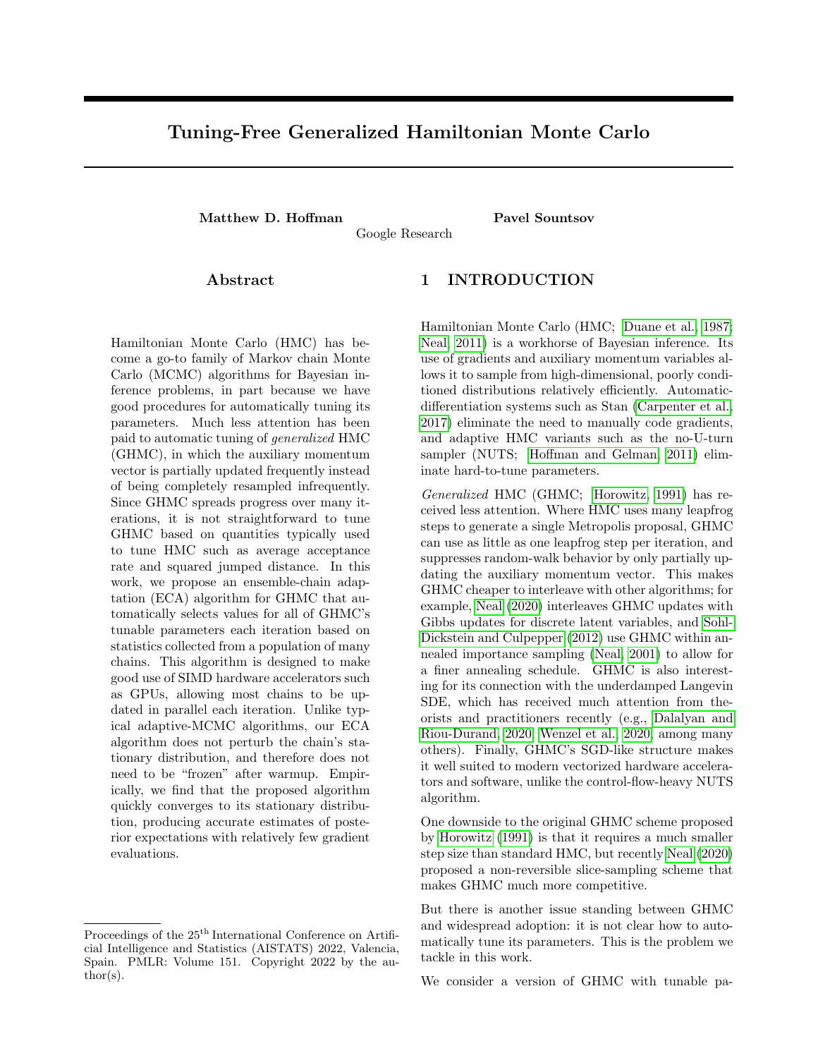# Tuning-Free Generalized Hamiltonian Monte Carlo

**Matthew D. Hoffman** **Pavel Sountsov**

Google Research

## Abstract

Hamiltonian Monte Carlo (HMC) has become a go-to family of Markov chain Monte Carlo (MCMC) algorithms for Bayesian inference problems, in part because we have good procedures for automatically tuning its parameters. Much less attention has been paid to automatic tuning of *generalized* HMC (GHMC), in which the auxiliary momentum vector is partially updated frequently instead of being completely resampled infrequently. Since GHMC spreads progress over many iterations, it is not straightforward to tune GHMC based on quantities typically used to tune HMC such as average acceptance rate and squared jumped distance. In this work, we propose an ensemble-chain adaptation (ECA) algorithm for GHMC that automatically selects values for all of GHMC's tunable parameters each iteration based on statistics collected from a population of many chains. This algorithm is designed to make good use of SIMD hardware accelerators such as GPUs, allowing most chains to be updated in parallel each iteration. Unlike typical adaptive-MCMC algorithms, our ECA algorithm does not perturb the chain's stationary distribution, and therefore does not need to be "frozen" after warmup. Empirically, we find that the proposed algorithm quickly converges to its stationary distribution, producing accurate estimates of posterior expectations with relatively few gradient evaluations.

## 1 INTRODUCTION

Hamiltonian Monte Carlo (HMC; Duane et al., 1987; Neal, 2011) is a workhorse of Bayesian inference. Its use of gradients and auxiliary momentum variables allows it to sample from high-dimensional, poorly conditioned distributions relatively efficiently. Automatic-differentiation systems such as Stan (Carpenter et al., 2017) eliminate the need to manually code gradients, and adaptive HMC variants such as the no-U-turn sampler (NUTS; Hoffman and Gelman, 2011) eliminate hard-to-tune parameters.

*Generalized* HMC (GHMC; Horowitz, 1991) has received less attention. Where HMC uses many leapfrog steps to generate a single Metropolis proposal, GHMC can use as little as one leapfrog step per iteration, and suppresses random-walk behavior by only partially updating the auxiliary momentum vector. This makes GHMC cheaper to interleave with other algorithms; for example, Neal (2020) interleaves GHMC updates with Gibbs updates for discrete latent variables, and Sohl-Dickstein and Culpepper (2012) use GHMC within annealed importance sampling (Neal, 2001) to allow for a finer annealing schedule. GHMC is also interesting for its connection with the underdamped Langevin SDE, which has received much attention from theorists and practitioners recently (e.g., Dalalyan and Riou-Durand, 2020; Wenzel et al., 2020, among many others). Finally, GHMC's SGD-like structure makes it well suited to modern vectorized hardware accelerators and software, unlike the control-flow-heavy NUTS algorithm.

One downside to the original GHMC scheme proposed by Horowitz (1991) is that it requires a much smaller step size than standard HMC, but recently Neal (2020) proposed a non-reversible slice-sampling scheme that makes GHMC much more competitive.

But there is another issue standing between GHMC and widespread adoption: it is not clear how to automatically tune its parameters. This is the problem we tackle in this work.

We consider a version of GHMC with tunable pa-

Proceedings of the 25[th] International Conference on Artificial Intelligence and Statistics (AISTATS) 2022, Valencia, Spain. PMLR: Volume 151. Copyright 2022 by the author(s).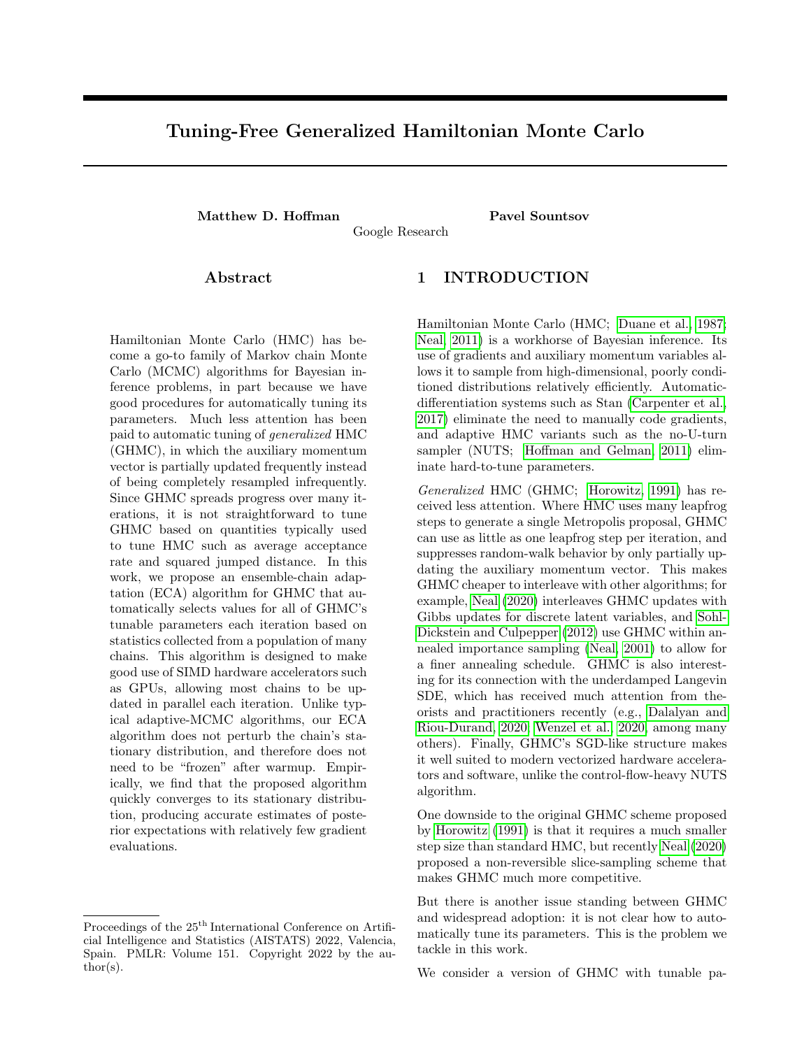# Tuning-Free Generalized Hamiltonian Monte Carlo

**Matthew D. Hoffman** **Pavel Sountsov**
Google Research

## Abstract

Hamiltonian Monte Carlo (HMC) has become a go-to family of Markov chain Monte Carlo (MCMC) algorithms for Bayesian inference problems, in part because we have good procedures for automatically tuning its parameters. Much less attention has been paid to automatic tuning of *generalized* HMC (GHMC), in which the auxiliary momentum vector is partially updated frequently instead of being completely resampled infrequently. Since GHMC spreads progress over many iterations, it is not straightforward to tune GHMC based on quantities typically used to tune HMC such as average acceptance rate and squared jumped distance. In this work, we propose an ensemble-chain adaptation (ECA) algorithm for GHMC that automatically selects values for all of GHMC's tunable parameters each iteration based on statistics collected from a population of many chains. This algorithm is designed to make good use of SIMD hardware accelerators such as GPUs, allowing most chains to be updated in parallel each iteration. Unlike typical adaptive-MCMC algorithms, our ECA algorithm does not perturb the chain's stationary distribution, and therefore does not need to be "frozen" after warmup. Empirically, we find that the proposed algorithm quickly converges to its stationary distribution, producing accurate estimates of posterior expectations with relatively few gradient evaluations.

## 1 INTRODUCTION

Hamiltonian Monte Carlo (HMC; Duane et al., 1987; Neal, 2011) is a workhorse of Bayesian inference. Its use of gradients and auxiliary momentum variables allows it to sample from high-dimensional, poorly conditioned distributions relatively efficiently. Automatic-differentiation systems such as Stan (Carpenter et al., 2017) eliminate the need to manually code gradients, and adaptive HMC variants such as the no-U-turn sampler (NUTS; Hoffman and Gelman, 2011) eliminate hard-to-tune parameters.

*Generalized* HMC (GHMC; Horowitz, 1991) has received less attention. Where HMC uses many leapfrog steps to generate a single Metropolis proposal, GHMC can use as little as one leapfrog step per iteration, and suppresses random-walk behavior by only partially updating the auxiliary momentum vector. This makes GHMC cheaper to interleave with other algorithms; for example, Neal (2020) interleaves GHMC updates with Gibbs updates for discrete latent variables, and Sohl-Dickstein and Culpepper (2012) use GHMC within annealed importance sampling (Neal, 2001) to allow for a finer annealing schedule. GHMC is also interesting for its connection with the underdamped Langevin SDE, which has received much attention from theorists and practitioners recently (e.g., Dalalyan and Riou-Durand, 2020; Wenzel et al., 2020, among many others). Finally, GHMC's SGD-like structure makes it well suited to modern vectorized hardware accelerators and software, unlike the control-flow-heavy NUTS algorithm.

One downside to the original GHMC scheme proposed by Horowitz (1991) is that it requires a much smaller step size than standard HMC, but recently Neal (2020) proposed a non-reversible slice-sampling scheme that makes GHMC much more competitive.

But there is another issue standing between GHMC and widespread adoption: it is not clear how to automatically tune its parameters. This is the problem we tackle in this work.

We consider a version of GHMC with tunable pa-

Proceedings of the 25[th] International Conference on Artificial Intelligence and Statistics (AISTATS) 2022, Valencia, Spain. PMLR: Volume 151. Copyright 2022 by the author(s).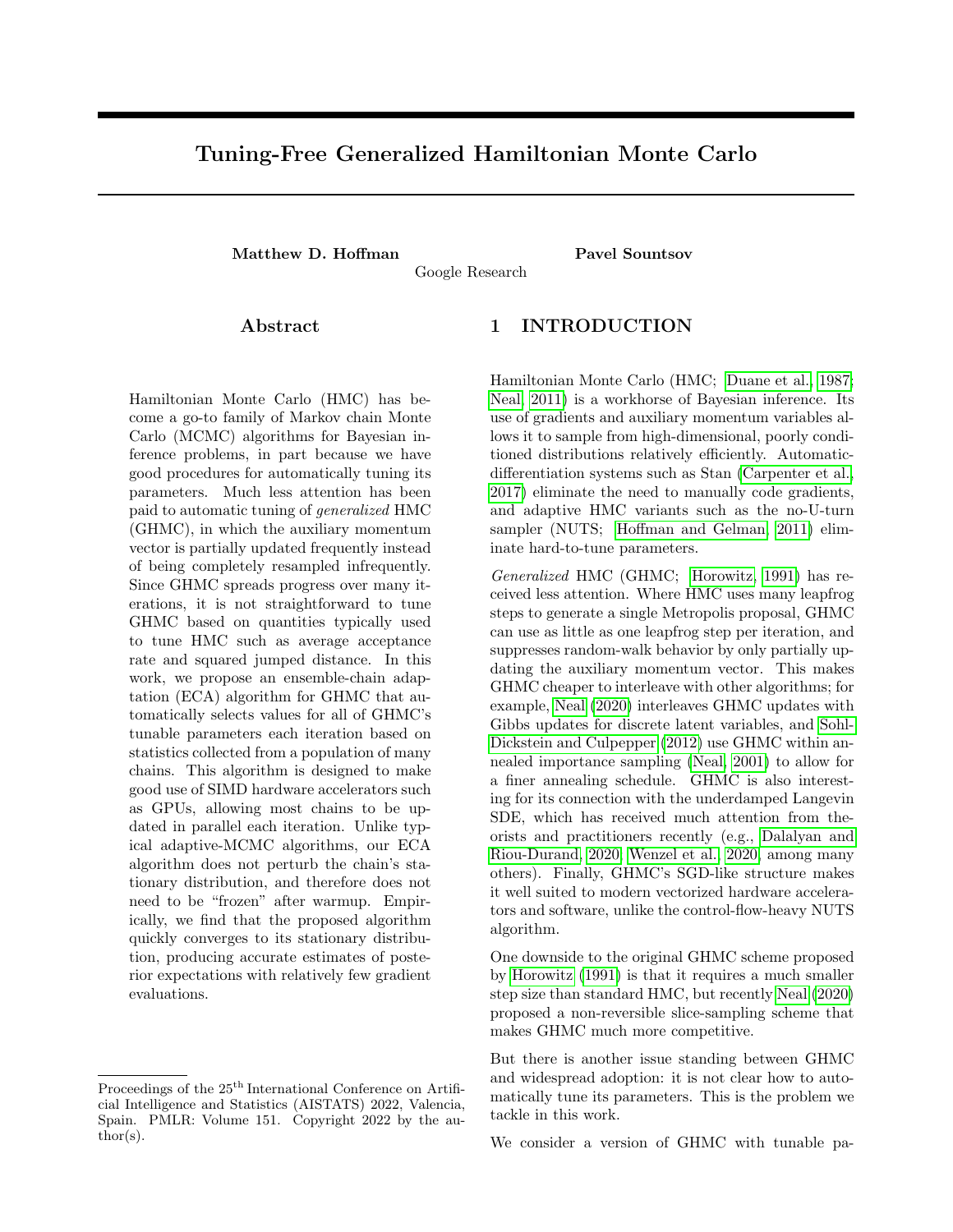# Tuning-Free Generalized Hamiltonian Monte Carlo

**Matthew D. Hoffman** **Pavel Sountsov**

Google Research

## Abstract

Hamiltonian Monte Carlo (HMC) has become a go-to family of Markov chain Monte Carlo (MCMC) algorithms for Bayesian inference problems, in part because we have good procedures for automatically tuning its parameters. Much less attention has been paid to automatic tuning of *generalized* HMC (GHMC), in which the auxiliary momentum vector is partially updated frequently instead of being completely resampled infrequently. Since GHMC spreads progress over many iterations, it is not straightforward to tune GHMC based on quantities typically used to tune HMC such as average acceptance rate and squared jumped distance. In this work, we propose an ensemble-chain adaptation (ECA) algorithm for GHMC that automatically selects values for all of GHMC's tunable parameters each iteration based on statistics collected from a population of many chains. This algorithm is designed to make good use of SIMD hardware accelerators such as GPUs, allowing most chains to be updated in parallel each iteration. Unlike typical adaptive-MCMC algorithms, our ECA algorithm does not perturb the chain's stationary distribution, and therefore does not need to be "frozen" after warmup. Empirically, we find that the proposed algorithm quickly converges to its stationary distribution, producing accurate estimates of posterior expectations with relatively few gradient evaluations.

## 1 INTRODUCTION

Hamiltonian Monte Carlo (HMC; Duane et al., 1987; Neal, 2011) is a workhorse of Bayesian inference. Its use of gradients and auxiliary momentum variables allows it to sample from high-dimensional, poorly conditioned distributions relatively efficiently. Automatic-differentiation systems such as Stan (Carpenter et al., 2017) eliminate the need to manually code gradients, and adaptive HMC variants such as the no-U-turn sampler (NUTS; Hoffman and Gelman, 2011) eliminate hard-to-tune parameters.

*Generalized* HMC (GHMC; Horowitz, 1991) has received less attention. Where HMC uses many leapfrog steps to generate a single Metropolis proposal, GHMC can use as little as one leapfrog step per iteration, and suppresses random-walk behavior by only partially updating the auxiliary momentum vector. This makes GHMC cheaper to interleave with other algorithms; for example, Neal (2020) interleaves GHMC updates with Gibbs updates for discrete latent variables, and Sohl-Dickstein and Culpepper (2012) use GHMC within annealed importance sampling (Neal, 2001) to allow for a finer annealing schedule. GHMC is also interesting for its connection with the underdamped Langevin SDE, which has received much attention from theorists and practitioners recently (e.g., Dalalyan and Riou-Durand, 2020; Wenzel et al., 2020, among many others). Finally, GHMC's SGD-like structure makes it well suited to modern vectorized hardware accelerators and software, unlike the control-flow-heavy NUTS algorithm.

One downside to the original GHMC scheme proposed by Horowitz (1991) is that it requires a much smaller step size than standard HMC, but recently Neal (2020) proposed a non-reversible slice-sampling scheme that makes GHMC much more competitive.

But there is another issue standing between GHMC and widespread adoption: it is not clear how to automatically tune its parameters. This is the problem we tackle in this work.

We consider a version of GHMC with tunable pa-

Proceedings of the 25[th] International Conference on Artificial Intelligence and Statistics (AISTATS) 2022, Valencia, Spain. PMLR: Volume 151. Copyright 2022 by the author(s).